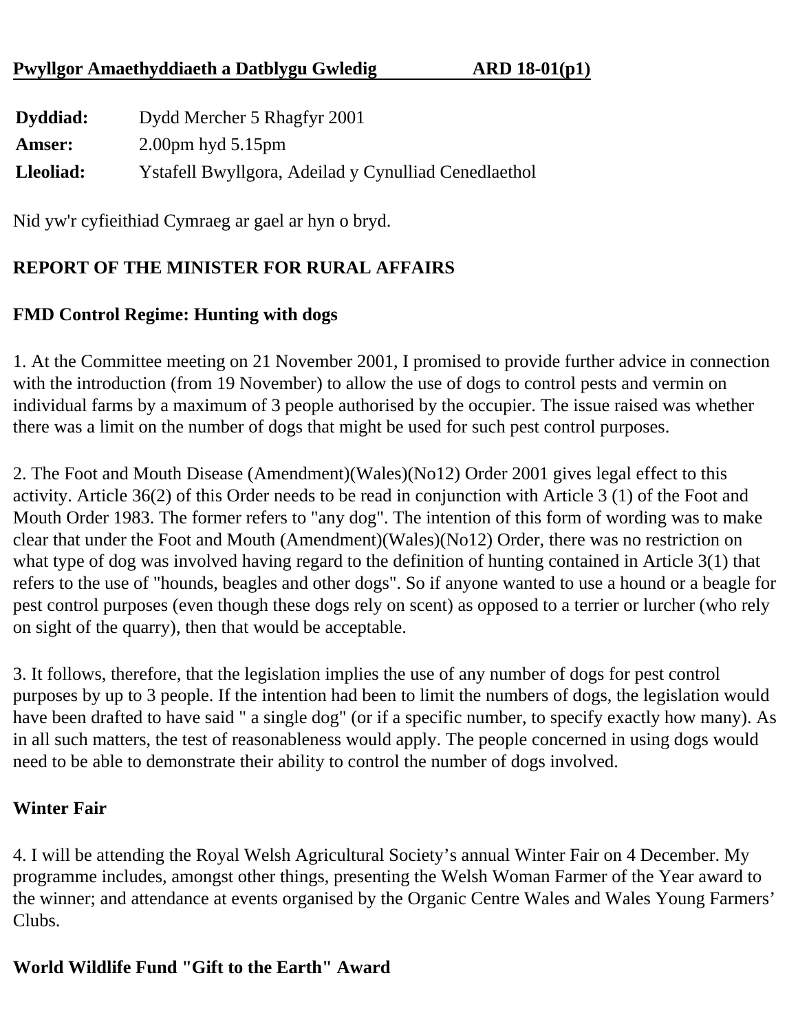**Pwyllgor Amaethyddiaeth a Datblygu Gwledig ARD 18-01(p1)**

| | |
|---|---|
| **Dyddiad:** | Dydd Mercher 5 Rhagfyr 2001 |
| **Amser:** | 2.00pm hyd 5.15pm |
| **Lleoliad:** | Ystafell Bwyllgora, Adeilad y Cynulliad Cenedlaethol |

Nid yw'r cyfieithiad Cymraeg ar gael ar hyn o bryd.

## REPORT OF THE MINISTER FOR RURAL AFFAIRS

### FMD Control Regime: Hunting with dogs

1. At the Committee meeting on 21 November 2001, I promised to provide further advice in connection with the introduction (from 19 November) to allow the use of dogs to control pests and vermin on individual farms by a maximum of 3 people authorised by the occupier. The issue raised was whether there was a limit on the number of dogs that might be used for such pest control purposes.

2. The Foot and Mouth Disease (Amendment)(Wales)(No12) Order 2001 gives legal effect to this activity. Article 36(2) of this Order needs to be read in conjunction with Article 3 (1) of the Foot and Mouth Order 1983. The former refers to "any dog". The intention of this form of wording was to make clear that under the Foot and Mouth (Amendment)(Wales)(No12) Order, there was no restriction on what type of dog was involved having regard to the definition of hunting contained in Article 3(1) that refers to the use of "hounds, beagles and other dogs". So if anyone wanted to use a hound or a beagle for pest control purposes (even though these dogs rely on scent) as opposed to a terrier or lurcher (who rely on sight of the quarry), then that would be acceptable.

3. It follows, therefore, that the legislation implies the use of any number of dogs for pest control purposes by up to 3 people. If the intention had been to limit the numbers of dogs, the legislation would have been drafted to have said " a single dog" (or if a specific number, to specify exactly how many). As in all such matters, the test of reasonableness would apply. The people concerned in using dogs would need to be able to demonstrate their ability to control the number of dogs involved.

### Winter Fair

4. I will be attending the Royal Welsh Agricultural Society's annual Winter Fair on 4 December. My programme includes, amongst other things, presenting the Welsh Woman Farmer of the Year award to the winner; and attendance at events organised by the Organic Centre Wales and Wales Young Farmers' Clubs.

### World Wildlife Fund "Gift to the Earth" Award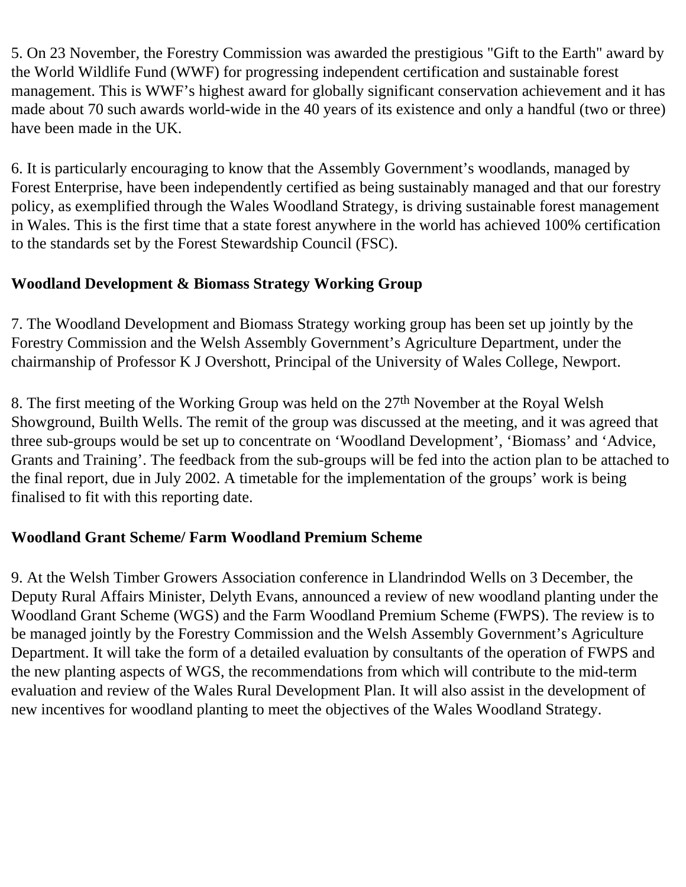5. On 23 November, the Forestry Commission was awarded the prestigious "Gift to the Earth" award by the World Wildlife Fund (WWF) for progressing independent certification and sustainable forest management. This is WWF's highest award for globally significant conservation achievement and it has made about 70 such awards world-wide in the 40 years of its existence and only a handful (two or three) have been made in the UK.

6. It is particularly encouraging to know that the Assembly Government's woodlands, managed by Forest Enterprise, have been independently certified as being sustainably managed and that our forestry policy, as exemplified through the Wales Woodland Strategy, is driving sustainable forest management in Wales. This is the first time that a state forest anywhere in the world has achieved 100% certification to the standards set by the Forest Stewardship Council (FSC).

**Woodland Development & Biomass Strategy Working Group**

7. The Woodland Development and Biomass Strategy working group has been set up jointly by the Forestry Commission and the Welsh Assembly Government's Agriculture Department, under the chairmanship of Professor K J Overshott, Principal of the University of Wales College, Newport.

8. The first meeting of the Working Group was held on the 27th November at the Royal Welsh Showground, Builth Wells. The remit of the group was discussed at the meeting, and it was agreed that three sub-groups would be set up to concentrate on 'Woodland Development', 'Biomass' and 'Advice, Grants and Training'. The feedback from the sub-groups will be fed into the action plan to be attached to the final report, due in July 2002. A timetable for the implementation of the groups' work is being finalised to fit with this reporting date.

**Woodland Grant Scheme/ Farm Woodland Premium Scheme**

9. At the Welsh Timber Growers Association conference in Llandrindod Wells on 3 December, the Deputy Rural Affairs Minister, Delyth Evans, announced a review of new woodland planting under the Woodland Grant Scheme (WGS) and the Farm Woodland Premium Scheme (FWPS). The review is to be managed jointly by the Forestry Commission and the Welsh Assembly Government's Agriculture Department. It will take the form of a detailed evaluation by consultants of the operation of FWPS and the new planting aspects of WGS, the recommendations from which will contribute to the mid-term evaluation and review of the Wales Rural Development Plan. It will also assist in the development of new incentives for woodland planting to meet the objectives of the Wales Woodland Strategy.